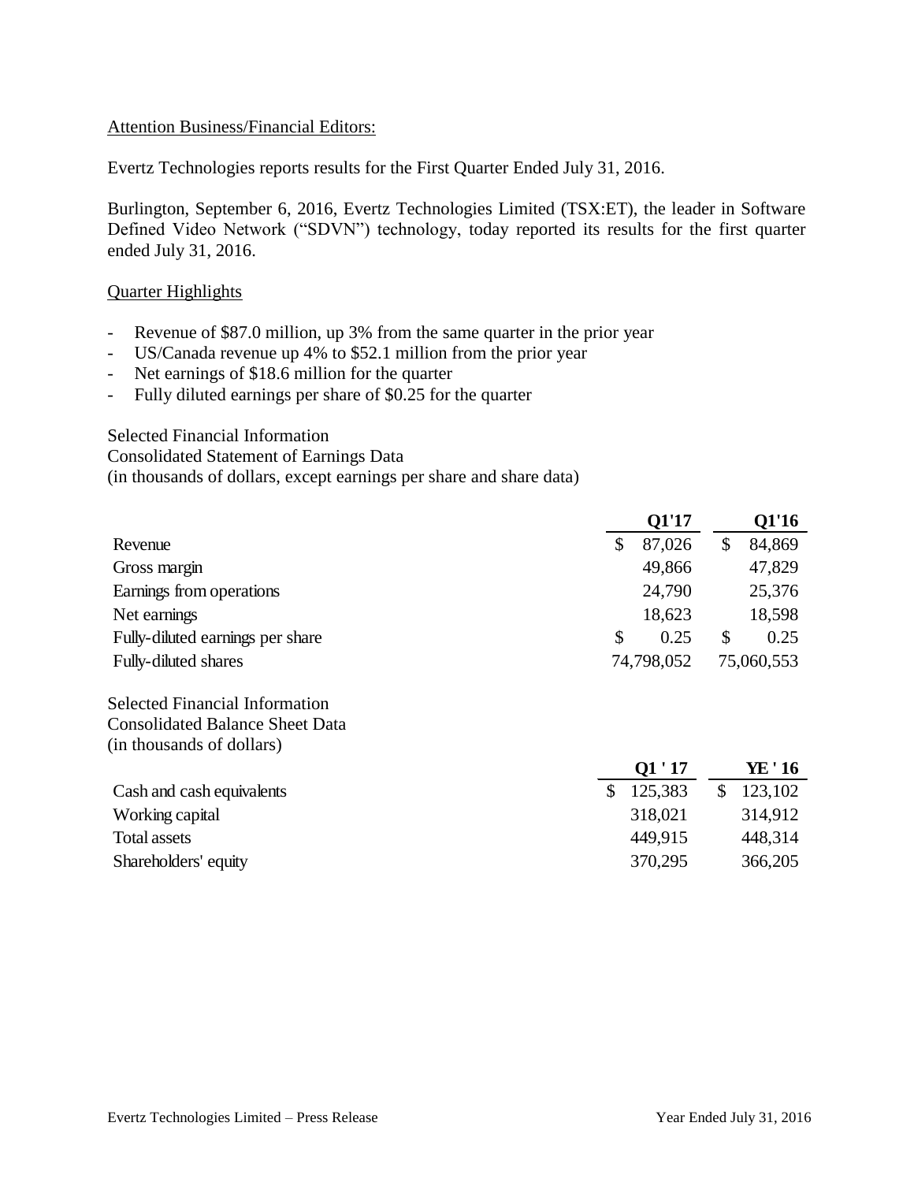Attention Business/Financial Editors:

Evertz Technologies reports results for the First Quarter Ended July 31, 2016.

Burlington, September 6, 2016, Evertz Technologies Limited (TSX:ET), the leader in Software Defined Video Network ("SDVN") technology, today reported its results for the first quarter ended July 31, 2016.

Quarter Highlights

- Revenue of $87.0 million, up 3% from the same quarter in the prior year
- US/Canada revenue up 4% to $52.1 million from the prior year
- Net earnings of $18.6 million for the quarter
- Fully diluted earnings per share of $0.25 for the quarter

Selected Financial Information
Consolidated Statement of Earnings Data
(in thousands of dollars, except earnings per share and share data)

| | Q1'17 | Q1'16 |
|---|---|---|
| Revenue | $ 87,026 | $ 84,869 |
| Gross margin | 49,866 | 47,829 |
| Earnings from operations | 24,790 | 25,376 |
| Net earnings | 18,623 | 18,598 |
| Fully-diluted earnings per share | $ 0.25 | $ 0.25 |
| Fully-diluted shares | 74,798,052 | 75,060,553 |

Selected Financial Information
Consolidated Balance Sheet Data
(in thousands of dollars)

| | Q1 ' 17 | YE ' 16 |
|---|---|---|
| Cash and cash equivalents | $ 125,383 | $ 123,102 |
| Working capital | 318,021 | 314,912 |
| Total assets | 449,915 | 448,314 |
| Shareholders' equity | 370,295 | 366,205 |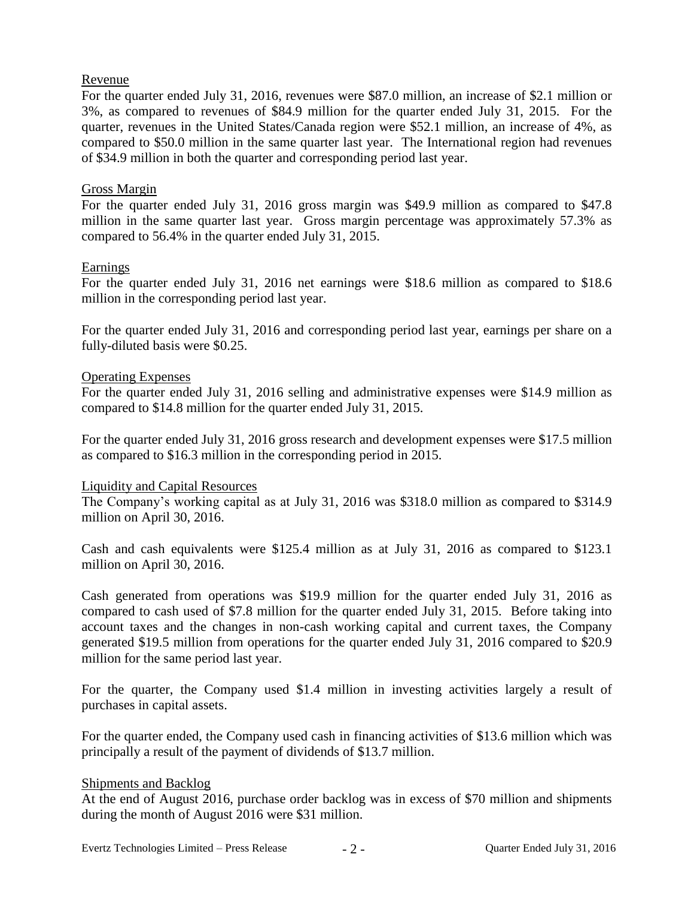## Revenue

For the quarter ended July 31, 2016, revenues were $87.0 million, an increase of $2.1 million or 3%, as compared to revenues of $84.9 million for the quarter ended July 31, 2015. For the quarter, revenues in the United States/Canada region were $52.1 million, an increase of 4%, as compared to $50.0 million in the same quarter last year. The International region had revenues of $34.9 million in both the quarter and corresponding period last year.

## Gross Margin

For the quarter ended July 31, 2016 gross margin was $49.9 million as compared to $47.8 million in the same quarter last year. Gross margin percentage was approximately 57.3% as compared to 56.4% in the quarter ended July 31, 2015.

## Earnings

For the quarter ended July 31, 2016 net earnings were $18.6 million as compared to $18.6 million in the corresponding period last year.

For the quarter ended July 31, 2016 and corresponding period last year, earnings per share on a fully-diluted basis were $0.25.

## Operating Expenses

For the quarter ended July 31, 2016 selling and administrative expenses were $14.9 million as compared to $14.8 million for the quarter ended July 31, 2015.

For the quarter ended July 31, 2016 gross research and development expenses were $17.5 million as compared to $16.3 million in the corresponding period in 2015.

## Liquidity and Capital Resources

The Company's working capital as at July 31, 2016 was $318.0 million as compared to $314.9 million on April 30, 2016.

Cash and cash equivalents were $125.4 million as at July 31, 2016 as compared to $123.1 million on April 30, 2016.

Cash generated from operations was $19.9 million for the quarter ended July 31, 2016 as compared to cash used of $7.8 million for the quarter ended July 31, 2015. Before taking into account taxes and the changes in non-cash working capital and current taxes, the Company generated $19.5 million from operations for the quarter ended July 31, 2016 compared to $20.9 million for the same period last year.

For the quarter, the Company used $1.4 million in investing activities largely a result of purchases in capital assets.

For the quarter ended, the Company used cash in financing activities of $13.6 million which was principally a result of the payment of dividends of $13.7 million.

## Shipments and Backlog

At the end of August 2016, purchase order backlog was in excess of $70 million and shipments during the month of August 2016 were $31 million.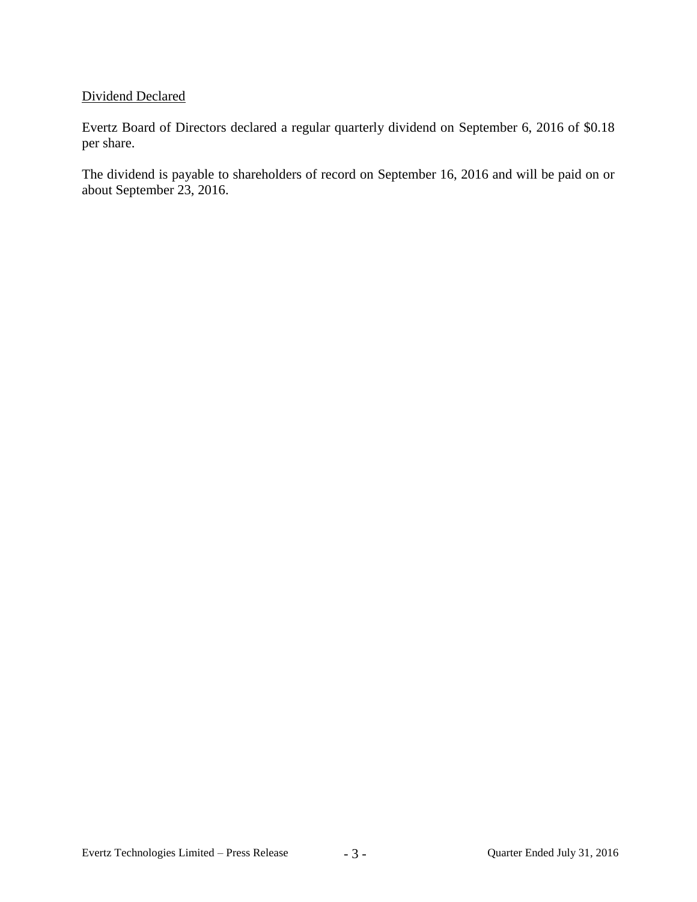## Dividend Declared

Evertz Board of Directors declared a regular quarterly dividend on September 6, 2016 of $0.18 per share.

The dividend is payable to shareholders of record on September 16, 2016 and will be paid on or about September 23, 2016.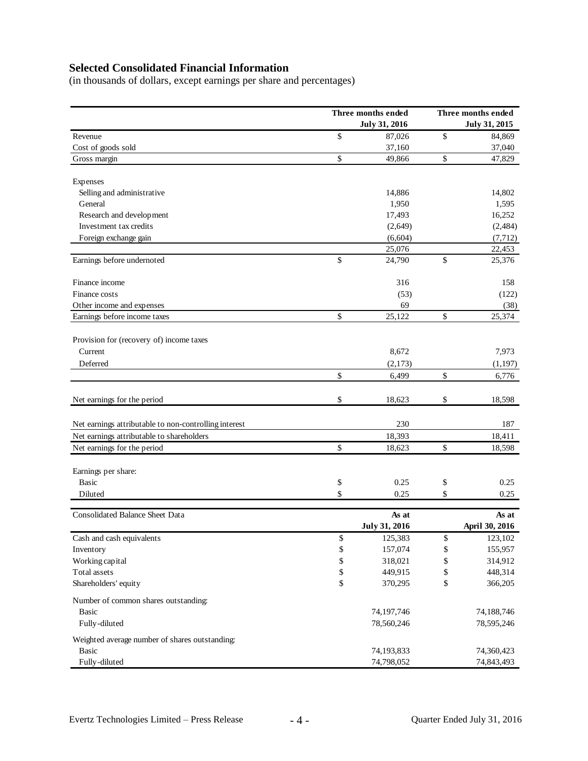## Selected Consolidated Financial Information

(in thousands of dollars, except earnings per share and percentages)

| | Three months ended July 31, 2016 | Three months ended July 31, 2015 |
|---|---|---|
| Revenue | $ 87,026 | $ 84,869 |
| Cost of goods sold | 37,160 | 37,040 |
| Gross margin | $ 49,866 | $ 47,829 |
| | | |
| Expenses | | |
| Selling and administrative | 14,886 | 14,802 |
| General | 1,950 | 1,595 |
| Research and development | 17,493 | 16,252 |
| Investment tax credits | (2,649) | (2,484) |
| Foreign exchange gain | (6,604) | (7,712) |
| | 25,076 | 22,453 |
| Earnings before undernoted | $ 24,790 | $ 25,376 |
| | | |
| Finance income | 316 | 158 |
| Finance costs | (53) | (122) |
| Other income and expenses | 69 | (38) |
| Earnings before income taxes | $ 25,122 | $ 25,374 |
| | | |
| Provision for (recovery of) income taxes | | |
| Current | 8,672 | 7,973 |
| Deferred | (2,173) | (1,197) |
| | $ 6,499 | $ 6,776 |
| | | |
| Net earnings for the period | $ 18,623 | $ 18,598 |
| | | |
| Net earnings attributable to non-controlling interest | 230 | 187 |
| Net earnings attributable to shareholders | 18,393 | 18,411 |
| Net earnings for the period | $ 18,623 | $ 18,598 |
| | | |
| Earnings per share: | | |
| Basic | $ 0.25 | $ 0.25 |
| Diluted | $ 0.25 | $ 0.25 |

| Consolidated Balance Sheet Data | As at July 31, 2016 | As at April 30, 2016 |
|---|---|---|
| Cash and cash equivalents | $ 125,383 | $ 123,102 |
| Inventory | $ 157,074 | $ 155,957 |
| Working capital | $ 318,021 | $ 314,912 |
| Total assets | $ 449,915 | $ 448,314 |
| Shareholders' equity | $ 370,295 | $ 366,205 |
| Number of common shares outstanding: | | |
| Basic | 74,197,746 | 74,188,746 |
| Fully-diluted | 78,560,246 | 78,595,246 |
| Weighted average number of shares outstanding: | | |
| Basic | 74,193,833 | 74,360,423 |
| Fully-diluted | 74,798,052 | 74,843,493 |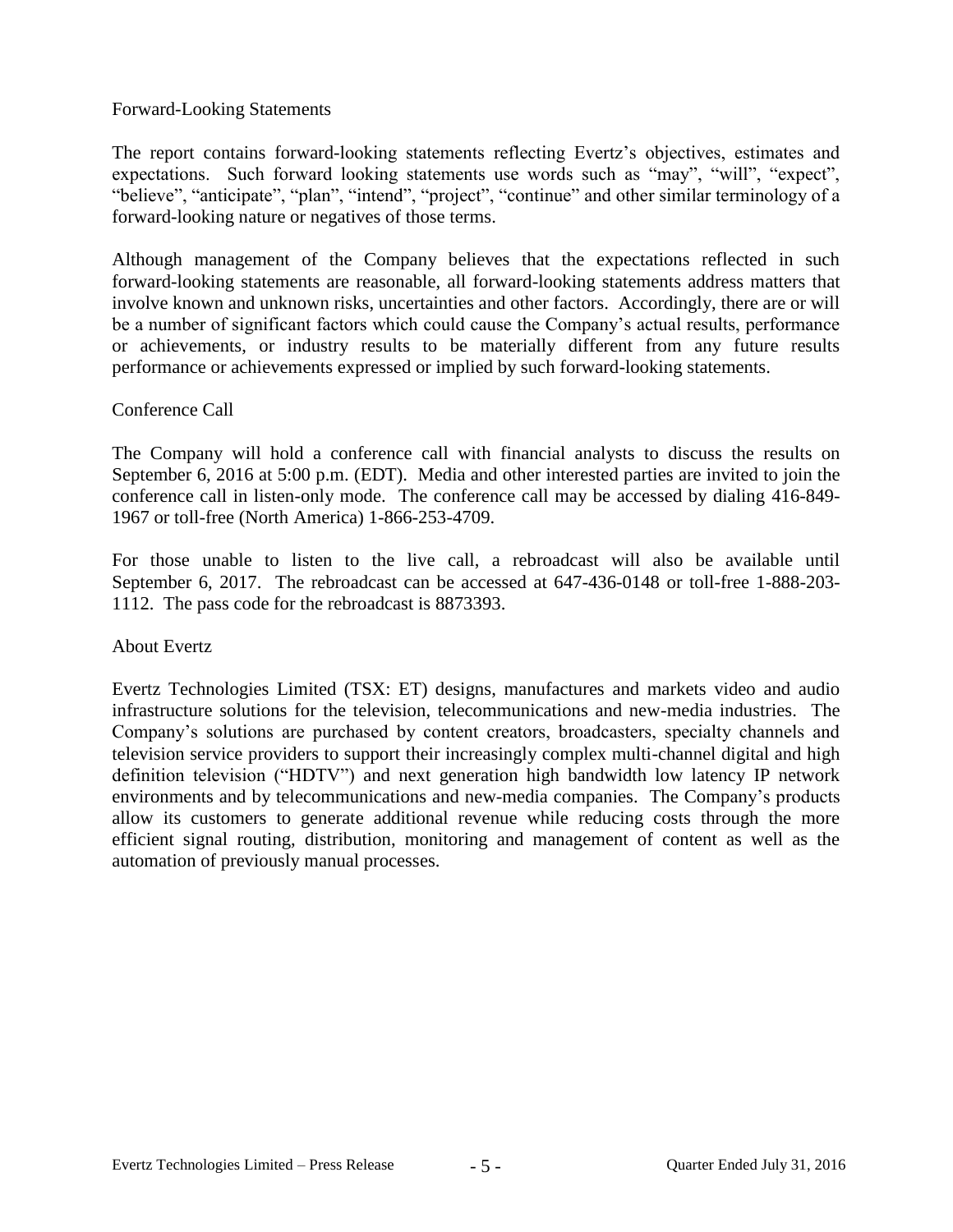## Forward-Looking Statements

The report contains forward-looking statements reflecting Evertz's objectives, estimates and expectations. Such forward looking statements use words such as "may", "will", "expect", "believe", "anticipate", "plan", "intend", "project", "continue" and other similar terminology of a forward-looking nature or negatives of those terms.

Although management of the Company believes that the expectations reflected in such forward-looking statements are reasonable, all forward-looking statements address matters that involve known and unknown risks, uncertainties and other factors. Accordingly, there are or will be a number of significant factors which could cause the Company's actual results, performance or achievements, or industry results to be materially different from any future results performance or achievements expressed or implied by such forward-looking statements.

## Conference Call

The Company will hold a conference call with financial analysts to discuss the results on September 6, 2016 at 5:00 p.m. (EDT). Media and other interested parties are invited to join the conference call in listen-only mode. The conference call may be accessed by dialing 416-849-1967 or toll-free (North America) 1-866-253-4709.

For those unable to listen to the live call, a rebroadcast will also be available until September 6, 2017. The rebroadcast can be accessed at 647-436-0148 or toll-free 1-888-203-1112. The pass code for the rebroadcast is 8873393.

## About Evertz

Evertz Technologies Limited (TSX: ET) designs, manufactures and markets video and audio infrastructure solutions for the television, telecommunications and new-media industries. The Company's solutions are purchased by content creators, broadcasters, specialty channels and television service providers to support their increasingly complex multi-channel digital and high definition television ("HDTV") and next generation high bandwidth low latency IP network environments and by telecommunications and new-media companies. The Company's products allow its customers to generate additional revenue while reducing costs through the more efficient signal routing, distribution, monitoring and management of content as well as the automation of previously manual processes.